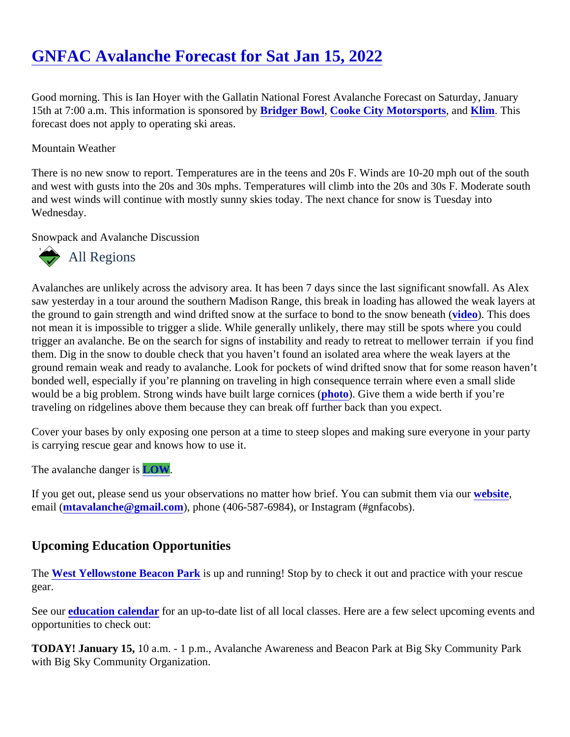# GNFAC Avalanche Forecast for Sat Jan 15, 2022

Good morning. This is Ian Hoyer with the Gallatin National Forest Avalanche Forecast on Saturday, January 15th at 7:00 a.m. This information is sponsored by **Bridger Bowl**, **Cooke City Motorsports**, and **Klim**. This forecast does not apply to operating ski areas.

Mountain Weather

There is no new snow to report. Temperatures are in the teens and 20s F. Winds are 10-20 mph out of the south and west with gusts into the 20s and 30s mphs. Temperatures will climb into the 20s and 30s F. Moderate south and west winds will continue with mostly sunny skies today. The next chance for snow is Tuesday into Wednesday.

Snowpack and Avalanche Discussion

## All Regions

Avalanches are unlikely across the advisory area. It has been 7 days since the last significant snowfall. As Alex saw yesterday in a tour around the southern Madison Range, this break in loading has allowed the weak layers at the ground to gain strength and wind drifted snow at the surface to bond to the snow beneath (**video**). This does not mean it is impossible to trigger a slide. While generally unlikely, there may still be spots where you could trigger an avalanche. Be on the search for signs of instability and ready to retreat to mellower terrain if you find them. Dig in the snow to double check that you haven't found an isolated area where the weak layers at the ground remain weak and ready to avalanche. Look for pockets of wind drifted snow that for some reason haven't bonded well, especially if you're planning on traveling in high consequence terrain where even a small slide would be a big problem. Strong winds have built large cornices (**photo**). Give them a wide berth if you're traveling on ridgelines above them because they can break off further back than you expect.

Cover your bases by only exposing one person at a time to steep slopes and making sure everyone in your party is carrying rescue gear and knows how to use it.

The avalanche danger is **LOW**.

If you get out, please send us your observations no matter how brief. You can submit them via our **website**, email (**mtavalanche@gmail.com**), phone (406-587-6984), or Instagram (#gnfacobs).

## Upcoming Education Opportunities

The **West Yellowstone Beacon Park** is up and running! Stop by to check it out and practice with your rescue gear.

See our **education calendar** for an up-to-date list of all local classes. Here are a few select upcoming events and opportunities to check out:

**TODAY! January 15,** 10 a.m. - 1 p.m., Avalanche Awareness and Beacon Park at Big Sky Community Park with Big Sky Community Organization.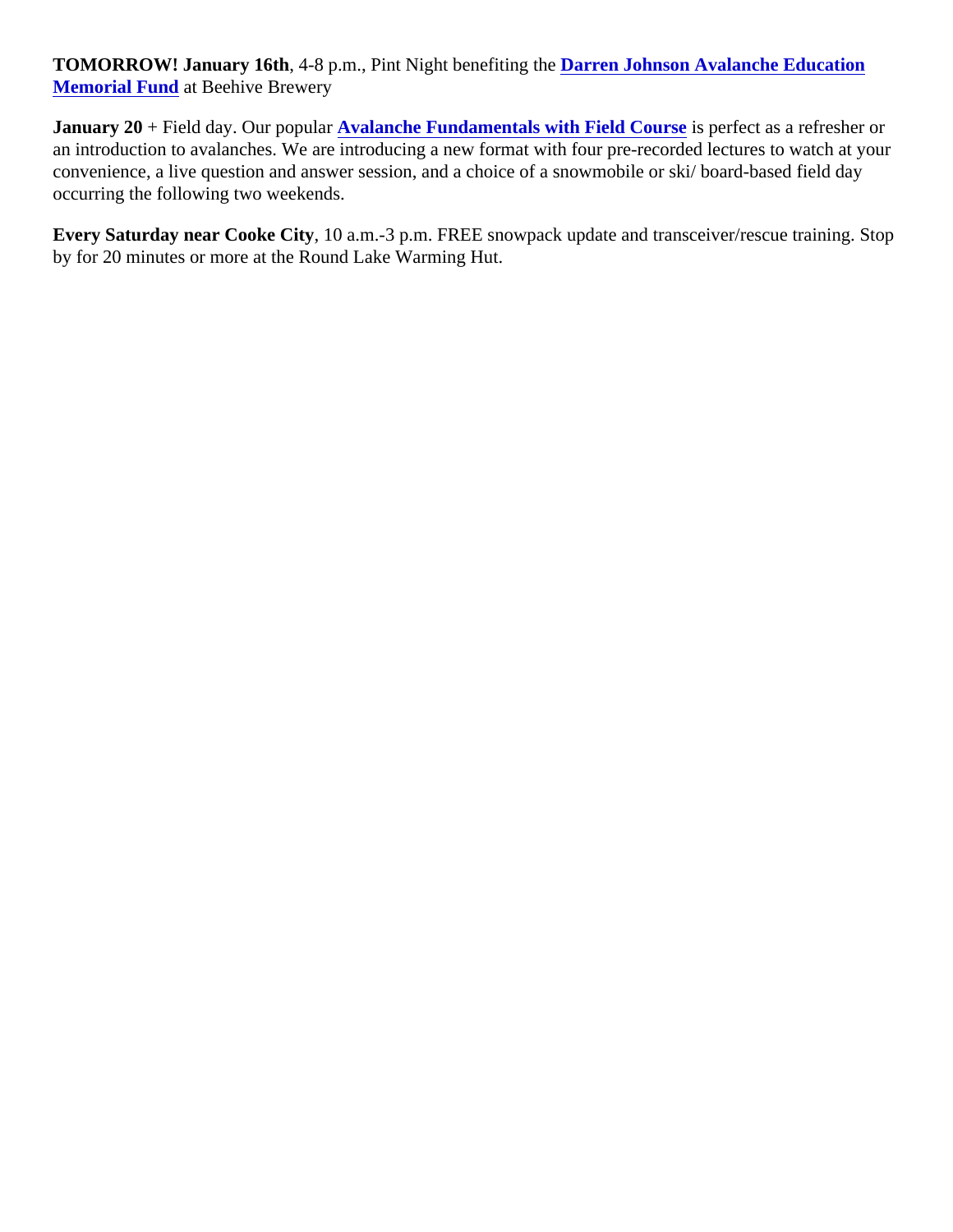**TOMORROW! January 16th**, 4-8 p.m., Pint Night benefiting the **Darren Johnson Avalanche Education Memorial Fund** at Beehive Brewery

**January 20** + Field day. Our popular **Avalanche Fundamentals with Field Course** is perfect as a refresher or an introduction to avalanches. We are introducing a new format with four pre-recorded lectures to watch at your convenience, a live question and answer session, and a choice of a snowmobile or ski/ board-based field day occurring the following two weekends.

**Every Saturday near Cooke City**, 10 a.m.-3 p.m. FREE snowpack update and transceiver/rescue training. Stop by for 20 minutes or more at the Round Lake Warming Hut.